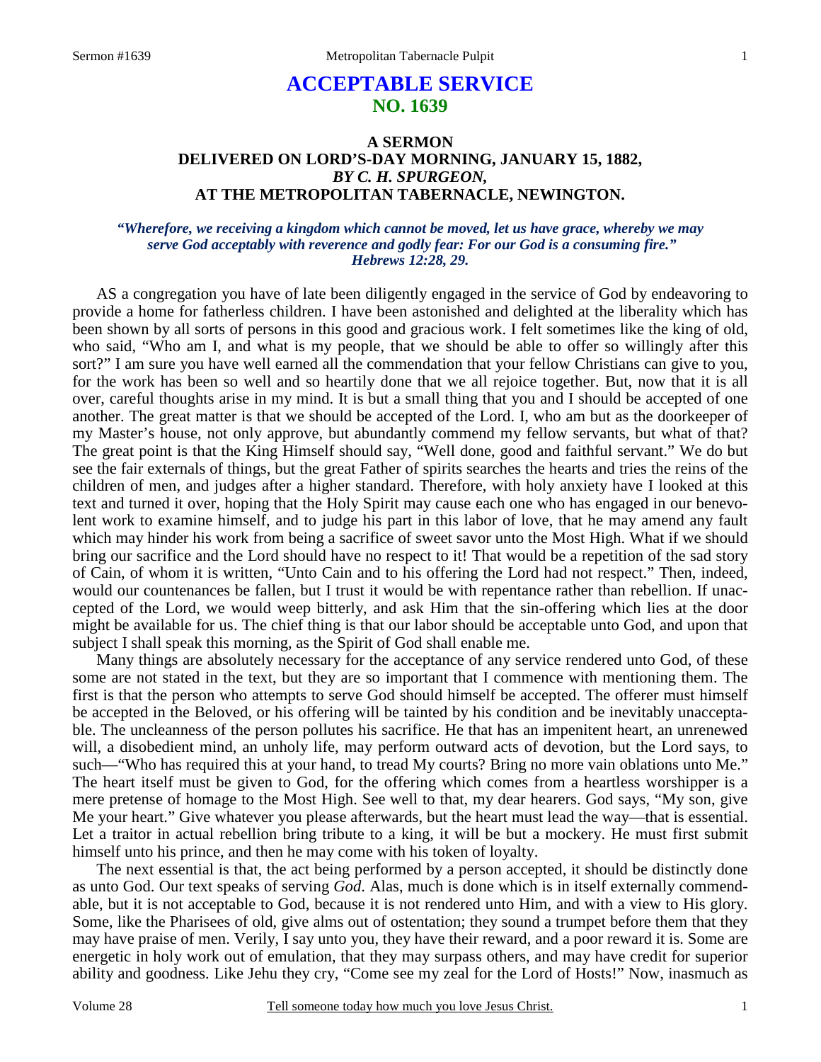# ACCEPTABLE SERVICE
## NO. 1639

### A SERMON
### DELIVERED ON LORD'S-DAY MORNING, JANUARY 15, 1882,
### *BY C. H. SPURGEON,*
### AT THE METROPOLITAN TABERNACLE, NEWINGTON.

***"Wherefore, we receiving a kingdom which cannot be moved, let us have grace, whereby we may serve God acceptably with reverence and godly fear: For our God is a consuming fire." Hebrews 12:28, 29.***

AS a congregation you have of late been diligently engaged in the service of God by endeavoring to provide a home for fatherless children. I have been astonished and delighted at the liberality which has been shown by all sorts of persons in this good and gracious work. I felt sometimes like the king of old, who said, "Who am I, and what is my people, that we should be able to offer so willingly after this sort?" I am sure you have well earned all the commendation that your fellow Christians can give to you, for the work has been so well and so heartily done that we all rejoice together. But, now that it is all over, careful thoughts arise in my mind. It is but a small thing that you and I should be accepted of one another. The great matter is that we should be accepted of the Lord. I, who am but as the doorkeeper of my Master's house, not only approve, but abundantly commend my fellow servants, but what of that? The great point is that the King Himself should say, "Well done, good and faithful servant." We do but see the fair externals of things, but the great Father of spirits searches the hearts and tries the reins of the children of men, and judges after a higher standard. Therefore, with holy anxiety have I looked at this text and turned it over, hoping that the Holy Spirit may cause each one who has engaged in our benevolent work to examine himself, and to judge his part in this labor of love, that he may amend any fault which may hinder his work from being a sacrifice of sweet savor unto the Most High. What if we should bring our sacrifice and the Lord should have no respect to it! That would be a repetition of the sad story of Cain, of whom it is written, "Unto Cain and to his offering the Lord had not respect." Then, indeed, would our countenances be fallen, but I trust it would be with repentance rather than rebellion. If unaccepted of the Lord, we would weep bitterly, and ask Him that the sin-offering which lies at the door might be available for us. The chief thing is that our labor should be acceptable unto God, and upon that subject I shall speak this morning, as the Spirit of God shall enable me.

Many things are absolutely necessary for the acceptance of any service rendered unto God, of these some are not stated in the text, but they are so important that I commence with mentioning them. The first is that the person who attempts to serve God should himself be accepted. The offerer must himself be accepted in the Beloved, or his offering will be tainted by his condition and be inevitably unacceptable. The uncleanness of the person pollutes his sacrifice. He that has an impenitent heart, an unrenewed will, a disobedient mind, an unholy life, may perform outward acts of devotion, but the Lord says, to such—"Who has required this at your hand, to tread My courts? Bring no more vain oblations unto Me." The heart itself must be given to God, for the offering which comes from a heartless worshipper is a mere pretense of homage to the Most High. See well to that, my dear hearers. God says, "My son, give Me your heart." Give whatever you please afterwards, but the heart must lead the way—that is essential. Let a traitor in actual rebellion bring tribute to a king, it will be but a mockery. He must first submit himself unto his prince, and then he may come with his token of loyalty.

The next essential is that, the act being performed by a person accepted, it should be distinctly done as unto God. Our text speaks of serving *God*. Alas, much is done which is in itself externally commendable, but it is not acceptable to God, because it is not rendered unto Him, and with a view to His glory. Some, like the Pharisees of old, give alms out of ostentation; they sound a trumpet before them that they may have praise of men. Verily, I say unto you, they have their reward, and a poor reward it is. Some are energetic in holy work out of emulation, that they may surpass others, and may have credit for superior ability and goodness. Like Jehu they cry, "Come see my zeal for the Lord of Hosts!" Now, inasmuch as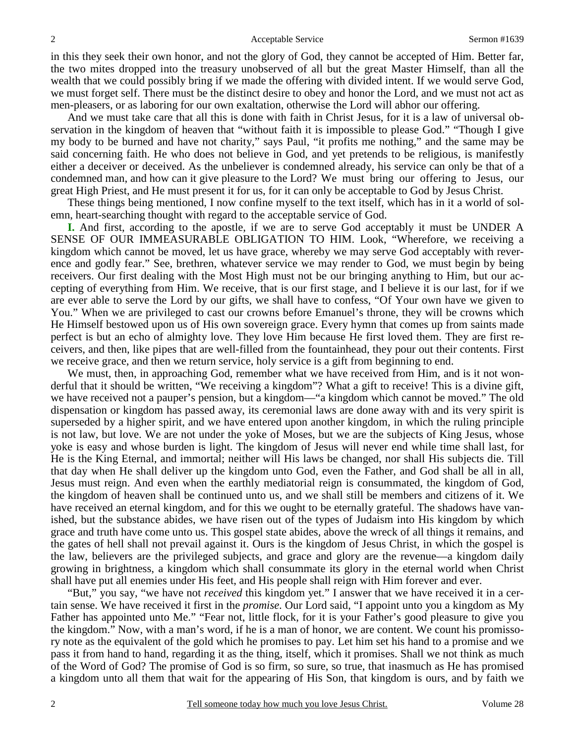in this they seek their own honor, and not the glory of God, they cannot be accepted of Him. Better far, the two mites dropped into the treasury unobserved of all but the great Master Himself, than all the wealth that we could possibly bring if we made the offering with divided intent. If we would serve God, we must forget self. There must be the distinct desire to obey and honor the Lord, and we must not act as men-pleasers, or as laboring for our own exaltation, otherwise the Lord will abhor our offering.

And we must take care that all this is done with faith in Christ Jesus, for it is a law of universal observation in the kingdom of heaven that "without faith it is impossible to please God." "Though I give my body to be burned and have not charity," says Paul, "it profits me nothing," and the same may be said concerning faith. He who does not believe in God, and yet pretends to be religious, is manifestly either a deceiver or deceived. As the unbeliever is condemned already, his service can only be that of a condemned man, and how can it give pleasure to the Lord? We must bring our offering to Jesus, our great High Priest, and He must present it for us, for it can only be acceptable to God by Jesus Christ.

These things being mentioned, I now confine myself to the text itself, which has in it a world of solemn, heart-searching thought with regard to the acceptable service of God.

**I.** And first, according to the apostle, if we are to serve God acceptably it must be UNDER A SENSE OF OUR IMMEASURABLE OBLIGATION TO HIM. Look, "Wherefore, we receiving a kingdom which cannot be moved, let us have grace, whereby we may serve God acceptably with reverence and godly fear." See, brethren, whatever service we may render to God, we must begin by being receivers. Our first dealing with the Most High must not be our bringing anything to Him, but our accepting of everything from Him. We receive, that is our first stage, and I believe it is our last, for if we are ever able to serve the Lord by our gifts, we shall have to confess, "Of Your own have we given to You." When we are privileged to cast our crowns before Emanuel's throne, they will be crowns which He Himself bestowed upon us of His own sovereign grace. Every hymn that comes up from saints made perfect is but an echo of almighty love. They love Him because He first loved them. They are first receivers, and then, like pipes that are well-filled from the fountainhead, they pour out their contents. First we receive grace, and then we return service, holy service is a gift from beginning to end.

We must, then, in approaching God, remember what we have received from Him, and is it not wonderful that it should be written, "We receiving a kingdom"? What a gift to receive! This is a divine gift, we have received not a pauper's pension, but a kingdom—"a kingdom which cannot be moved." The old dispensation or kingdom has passed away, its ceremonial laws are done away with and its very spirit is superseded by a higher spirit, and we have entered upon another kingdom, in which the ruling principle is not law, but love. We are not under the yoke of Moses, but we are the subjects of King Jesus, whose yoke is easy and whose burden is light. The kingdom of Jesus will never end while time shall last, for He is the King Eternal, and immortal; neither will His laws be changed, nor shall His subjects die. Till that day when He shall deliver up the kingdom unto God, even the Father, and God shall be all in all, Jesus must reign. And even when the earthly mediatorial reign is consummated, the kingdom of God, the kingdom of heaven shall be continued unto us, and we shall still be members and citizens of it. We have received an eternal kingdom, and for this we ought to be eternally grateful. The shadows have vanished, but the substance abides, we have risen out of the types of Judaism into His kingdom by which grace and truth have come unto us. This gospel state abides, above the wreck of all things it remains, and the gates of hell shall not prevail against it. Ours is the kingdom of Jesus Christ, in which the gospel is the law, believers are the privileged subjects, and grace and glory are the revenue—a kingdom daily growing in brightness, a kingdom which shall consummate its glory in the eternal world when Christ shall have put all enemies under His feet, and His people shall reign with Him forever and ever.

"But," you say, "we have not *received* this kingdom yet." I answer that we have received it in a certain sense. We have received it first in the *promise*. Our Lord said, "I appoint unto you a kingdom as My Father has appointed unto Me." "Fear not, little flock, for it is your Father's good pleasure to give you the kingdom." Now, with a man's word, if he is a man of honor, we are content. We count his promissory note as the equivalent of the gold which he promises to pay. Let him set his hand to a promise and we pass it from hand to hand, regarding it as the thing, itself, which it promises. Shall we not think as much of the Word of God? The promise of God is so firm, so sure, so true, that inasmuch as He has promised a kingdom unto all them that wait for the appearing of His Son, that kingdom is ours, and by faith we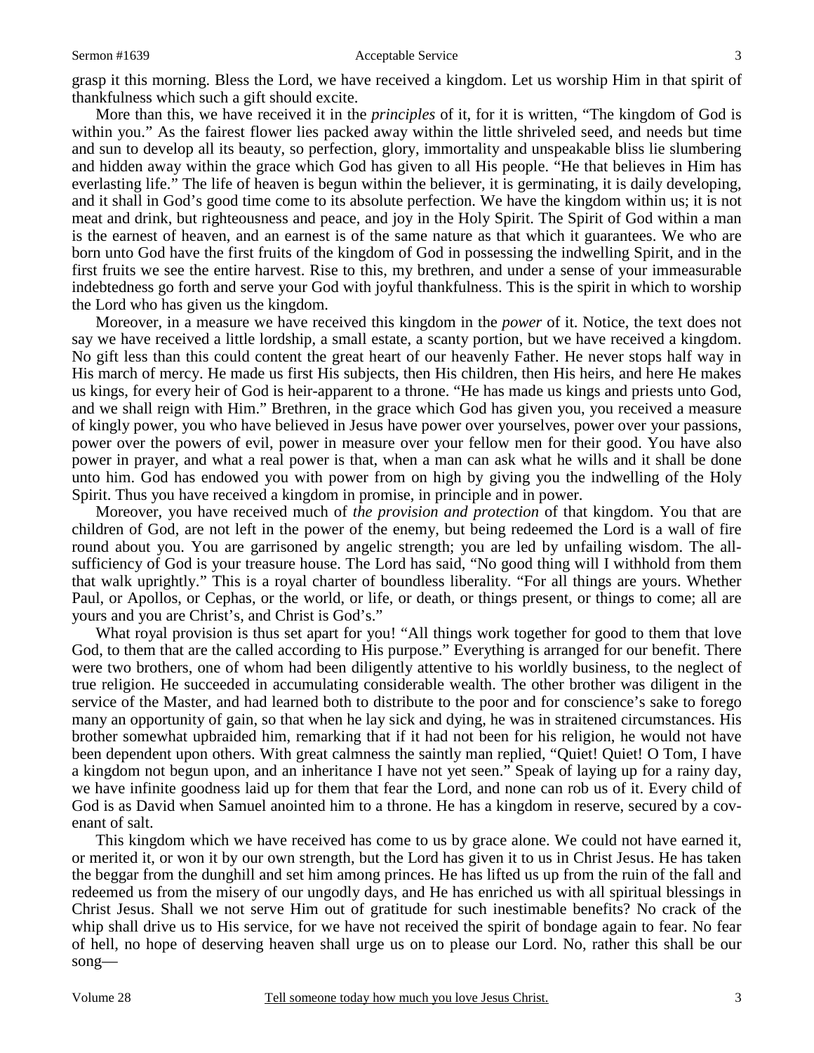grasp it this morning. Bless the Lord, we have received a kingdom. Let us worship Him in that spirit of thankfulness which such a gift should excite.

More than this, we have received it in the *principles* of it, for it is written, "The kingdom of God is within you." As the fairest flower lies packed away within the little shriveled seed, and needs but time and sun to develop all its beauty, so perfection, glory, immortality and unspeakable bliss lie slumbering and hidden away within the grace which God has given to all His people. "He that believes in Him has everlasting life." The life of heaven is begun within the believer, it is germinating, it is daily developing, and it shall in God's good time come to its absolute perfection. We have the kingdom within us; it is not meat and drink, but righteousness and peace, and joy in the Holy Spirit. The Spirit of God within a man is the earnest of heaven, and an earnest is of the same nature as that which it guarantees. We who are born unto God have the first fruits of the kingdom of God in possessing the indwelling Spirit, and in the first fruits we see the entire harvest. Rise to this, my brethren, and under a sense of your immeasurable indebtedness go forth and serve your God with joyful thankfulness. This is the spirit in which to worship the Lord who has given us the kingdom.

Moreover, in a measure we have received this kingdom in the *power* of it. Notice, the text does not say we have received a little lordship, a small estate, a scanty portion, but we have received a kingdom. No gift less than this could content the great heart of our heavenly Father. He never stops half way in His march of mercy. He made us first His subjects, then His children, then His heirs, and here He makes us kings, for every heir of God is heir-apparent to a throne. "He has made us kings and priests unto God, and we shall reign with Him." Brethren, in the grace which God has given you, you received a measure of kingly power, you who have believed in Jesus have power over yourselves, power over your passions, power over the powers of evil, power in measure over your fellow men for their good. You have also power in prayer, and what a real power is that, when a man can ask what he wills and it shall be done unto him. God has endowed you with power from on high by giving you the indwelling of the Holy Spirit. Thus you have received a kingdom in promise, in principle and in power.

Moreover, you have received much of *the provision and protection* of that kingdom. You that are children of God, are not left in the power of the enemy, but being redeemed the Lord is a wall of fire round about you. You are garrisoned by angelic strength; you are led by unfailing wisdom. The all-sufficiency of God is your treasure house. The Lord has said, "No good thing will I withhold from them that walk uprightly." This is a royal charter of boundless liberality. "For all things are yours. Whether Paul, or Apollos, or Cephas, or the world, or life, or death, or things present, or things to come; all are yours and you are Christ's, and Christ is God's."

What royal provision is thus set apart for you! "All things work together for good to them that love God, to them that are the called according to His purpose." Everything is arranged for our benefit. There were two brothers, one of whom had been diligently attentive to his worldly business, to the neglect of true religion. He succeeded in accumulating considerable wealth. The other brother was diligent in the service of the Master, and had learned both to distribute to the poor and for conscience's sake to forego many an opportunity of gain, so that when he lay sick and dying, he was in straitened circumstances. His brother somewhat upbraided him, remarking that if it had not been for his religion, he would not have been dependent upon others. With great calmness the saintly man replied, "Quiet! Quiet! O Tom, I have a kingdom not begun upon, and an inheritance I have not yet seen." Speak of laying up for a rainy day, we have infinite goodness laid up for them that fear the Lord, and none can rob us of it. Every child of God is as David when Samuel anointed him to a throne. He has a kingdom in reserve, secured by a covenant of salt.

This kingdom which we have received has come to us by grace alone. We could not have earned it, or merited it, or won it by our own strength, but the Lord has given it to us in Christ Jesus. He has taken the beggar from the dunghill and set him among princes. He has lifted us up from the ruin of the fall and redeemed us from the misery of our ungodly days, and He has enriched us with all spiritual blessings in Christ Jesus. Shall we not serve Him out of gratitude for such inestimable benefits? No crack of the whip shall drive us to His service, for we have not received the spirit of bondage again to fear. No fear of hell, no hope of deserving heaven shall urge us on to please our Lord. No, rather this shall be our song—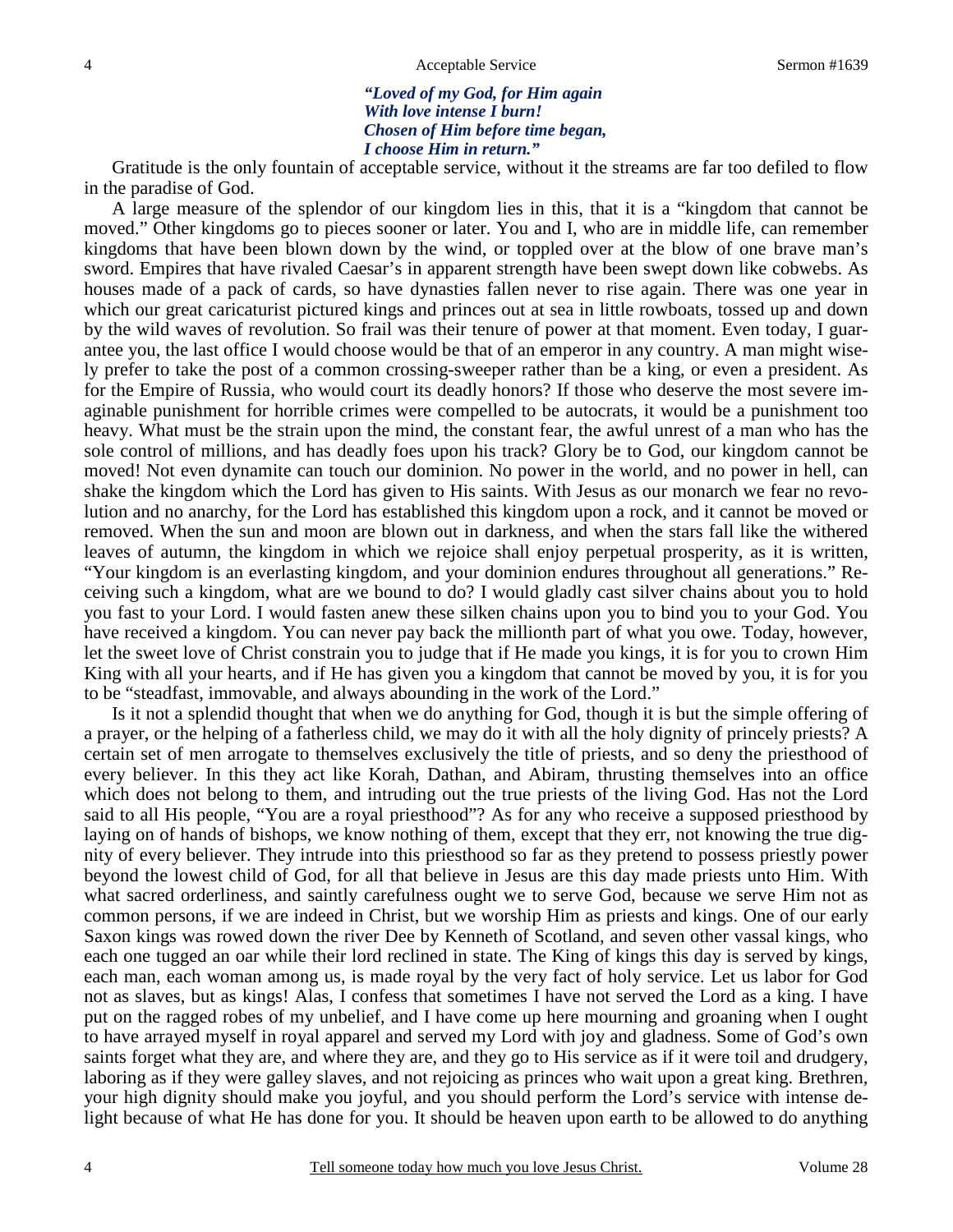*"Loved of my God, for Him again*
*With love intense I burn!*
*Chosen of Him before time began,*
*I choose Him in return."*

Gratitude is the only fountain of acceptable service, without it the streams are far too defiled to flow in the paradise of God.

A large measure of the splendor of our kingdom lies in this, that it is a "kingdom that cannot be moved." Other kingdoms go to pieces sooner or later. You and I, who are in middle life, can remember kingdoms that have been blown down by the wind, or toppled over at the blow of one brave man's sword. Empires that have rivaled Caesar's in apparent strength have been swept down like cobwebs. As houses made of a pack of cards, so have dynasties fallen never to rise again. There was one year in which our great caricaturist pictured kings and princes out at sea in little rowboats, tossed up and down by the wild waves of revolution. So frail was their tenure of power at that moment. Even today, I guarantee you, the last office I would choose would be that of an emperor in any country. A man might wisely prefer to take the post of a common crossing-sweeper rather than be a king, or even a president. As for the Empire of Russia, who would court its deadly honors? If those who deserve the most severe imaginable punishment for horrible crimes were compelled to be autocrats, it would be a punishment too heavy. What must be the strain upon the mind, the constant fear, the awful unrest of a man who has the sole control of millions, and has deadly foes upon his track? Glory be to God, our kingdom cannot be moved! Not even dynamite can touch our dominion. No power in the world, and no power in hell, can shake the kingdom which the Lord has given to His saints. With Jesus as our monarch we fear no revolution and no anarchy, for the Lord has established this kingdom upon a rock, and it cannot be moved or removed. When the sun and moon are blown out in darkness, and when the stars fall like the withered leaves of autumn, the kingdom in which we rejoice shall enjoy perpetual prosperity, as it is written, "Your kingdom is an everlasting kingdom, and your dominion endures throughout all generations." Receiving such a kingdom, what are we bound to do? I would gladly cast silver chains about you to hold you fast to your Lord. I would fasten anew these silken chains upon you to bind you to your God. You have received a kingdom. You can never pay back the millionth part of what you owe. Today, however, let the sweet love of Christ constrain you to judge that if He made you kings, it is for you to crown Him King with all your hearts, and if He has given you a kingdom that cannot be moved by you, it is for you to be "steadfast, immovable, and always abounding in the work of the Lord."

Is it not a splendid thought that when we do anything for God, though it is but the simple offering of a prayer, or the helping of a fatherless child, we may do it with all the holy dignity of princely priests? A certain set of men arrogate to themselves exclusively the title of priests, and so deny the priesthood of every believer. In this they act like Korah, Dathan, and Abiram, thrusting themselves into an office which does not belong to them, and intruding out the true priests of the living God. Has not the Lord said to all His people, "You are a royal priesthood"? As for any who receive a supposed priesthood by laying on of hands of bishops, we know nothing of them, except that they err, not knowing the true dignity of every believer. They intrude into this priesthood so far as they pretend to possess priestly power beyond the lowest child of God, for all that believe in Jesus are this day made priests unto Him. With what sacred orderliness, and saintly carefulness ought we to serve God, because we serve Him not as common persons, if we are indeed in Christ, but we worship Him as priests and kings. One of our early Saxon kings was rowed down the river Dee by Kenneth of Scotland, and seven other vassal kings, who each one tugged an oar while their lord reclined in state. The King of kings this day is served by kings, each man, each woman among us, is made royal by the very fact of holy service. Let us labor for God not as slaves, but as kings! Alas, I confess that sometimes I have not served the Lord as a king. I have put on the ragged robes of my unbelief, and I have come up here mourning and groaning when I ought to have arrayed myself in royal apparel and served my Lord with joy and gladness. Some of God's own saints forget what they are, and where they are, and they go to His service as if it were toil and drudgery, laboring as if they were galley slaves, and not rejoicing as princes who wait upon a great king. Brethren, your high dignity should make you joyful, and you should perform the Lord's service with intense delight because of what He has done for you. It should be heaven upon earth to be allowed to do anything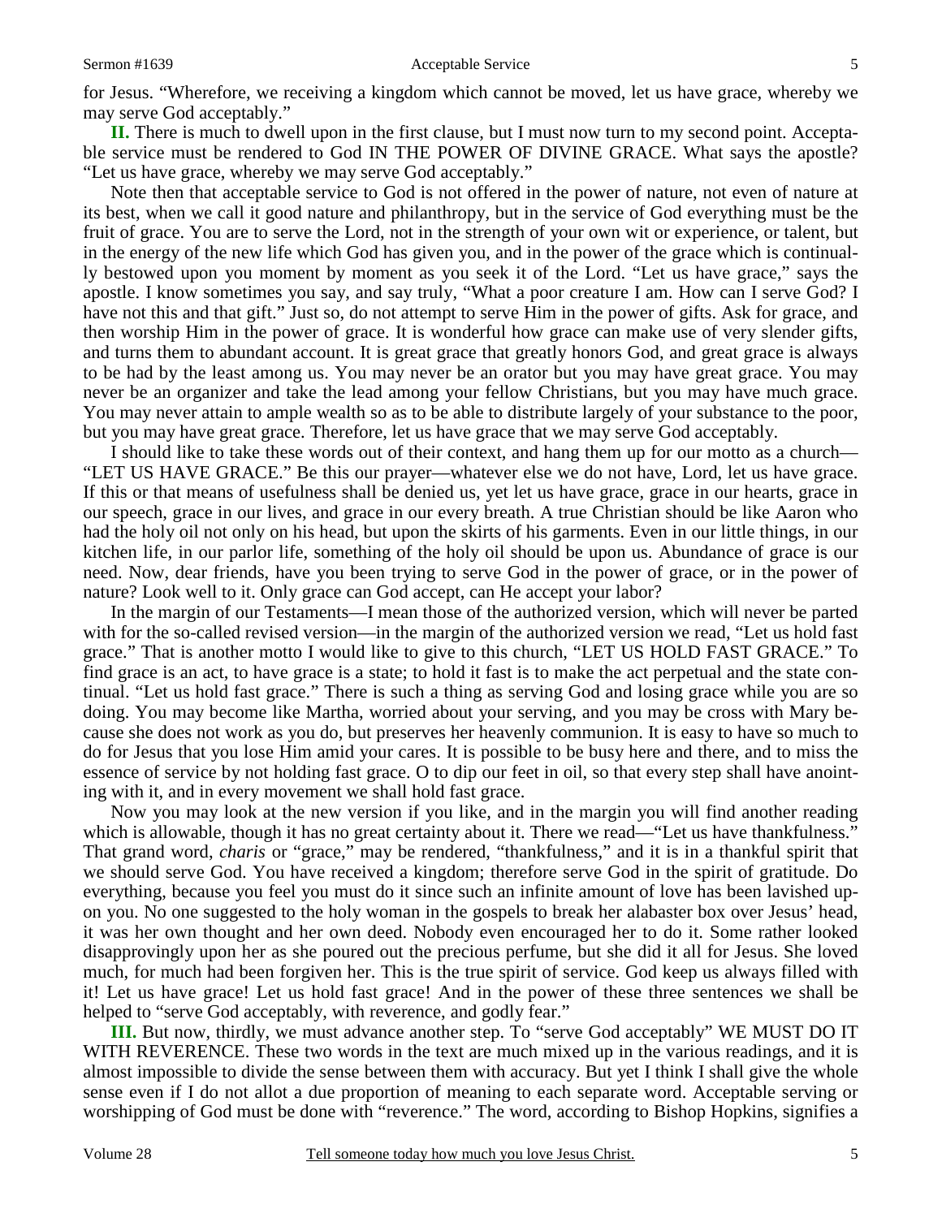for Jesus. "Wherefore, we receiving a kingdom which cannot be moved, let us have grace, whereby we may serve God acceptably."

**II.** There is much to dwell upon in the first clause, but I must now turn to my second point. Acceptable service must be rendered to God IN THE POWER OF DIVINE GRACE. What says the apostle? "Let us have grace, whereby we may serve God acceptably."

Note then that acceptable service to God is not offered in the power of nature, not even of nature at its best, when we call it good nature and philanthropy, but in the service of God everything must be the fruit of grace. You are to serve the Lord, not in the strength of your own wit or experience, or talent, but in the energy of the new life which God has given you, and in the power of the grace which is continually bestowed upon you moment by moment as you seek it of the Lord. "Let us have grace," says the apostle. I know sometimes you say, and say truly, "What a poor creature I am. How can I serve God? I have not this and that gift." Just so, do not attempt to serve Him in the power of gifts. Ask for grace, and then worship Him in the power of grace. It is wonderful how grace can make use of very slender gifts, and turns them to abundant account. It is great grace that greatly honors God, and great grace is always to be had by the least among us. You may never be an orator but you may have great grace. You may never be an organizer and take the lead among your fellow Christians, but you may have much grace. You may never attain to ample wealth so as to be able to distribute largely of your substance to the poor, but you may have great grace. Therefore, let us have grace that we may serve God acceptably.

I should like to take these words out of their context, and hang them up for our motto as a church—"LET US HAVE GRACE." Be this our prayer—whatever else we do not have, Lord, let us have grace. If this or that means of usefulness shall be denied us, yet let us have grace, grace in our hearts, grace in our speech, grace in our lives, and grace in our every breath. A true Christian should be like Aaron who had the holy oil not only on his head, but upon the skirts of his garments. Even in our little things, in our kitchen life, in our parlor life, something of the holy oil should be upon us. Abundance of grace is our need. Now, dear friends, have you been trying to serve God in the power of grace, or in the power of nature? Look well to it. Only grace can God accept, can He accept your labor?

In the margin of our Testaments—I mean those of the authorized version, which will never be parted with for the so-called revised version—in the margin of the authorized version we read, "Let us hold fast grace." That is another motto I would like to give to this church, "LET US HOLD FAST GRACE." To find grace is an act, to have grace is a state; to hold it fast is to make the act perpetual and the state continual. "Let us hold fast grace." There is such a thing as serving God and losing grace while you are so doing. You may become like Martha, worried about your serving, and you may be cross with Mary because she does not work as you do, but preserves her heavenly communion. It is easy to have so much to do for Jesus that you lose Him amid your cares. It is possible to be busy here and there, and to miss the essence of service by not holding fast grace. O to dip our feet in oil, so that every step shall have anointing with it, and in every movement we shall hold fast grace.

Now you may look at the new version if you like, and in the margin you will find another reading which is allowable, though it has no great certainty about it. There we read—"Let us have thankfulness." That grand word, *charis* or "grace," may be rendered, "thankfulness," and it is in a thankful spirit that we should serve God. You have received a kingdom; therefore serve God in the spirit of gratitude. Do everything, because you feel you must do it since such an infinite amount of love has been lavished upon you. No one suggested to the holy woman in the gospels to break her alabaster box over Jesus' head, it was her own thought and her own deed. Nobody even encouraged her to do it. Some rather looked disapprovingly upon her as she poured out the precious perfume, but she did it all for Jesus. She loved much, for much had been forgiven her. This is the true spirit of service. God keep us always filled with it! Let us have grace! Let us hold fast grace! And in the power of these three sentences we shall be helped to "serve God acceptably, with reverence, and godly fear."

**III.** But now, thirdly, we must advance another step. To "serve God acceptably" WE MUST DO IT WITH REVERENCE. These two words in the text are much mixed up in the various readings, and it is almost impossible to divide the sense between them with accuracy. But yet I think I shall give the whole sense even if I do not allot a due proportion of meaning to each separate word. Acceptable serving or worshipping of God must be done with "reverence." The word, according to Bishop Hopkins, signifies a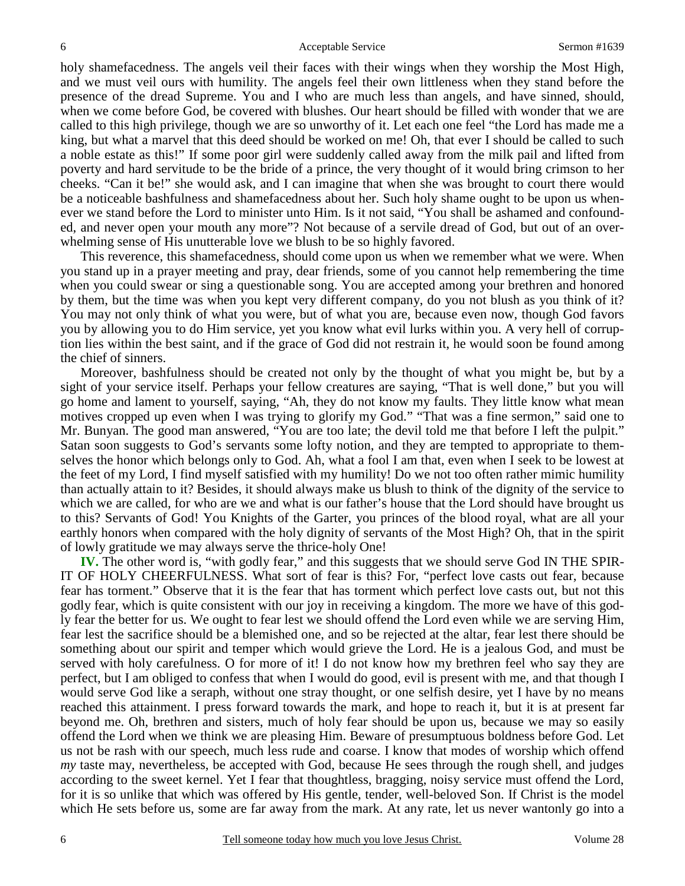holy shamefacedness. The angels veil their faces with their wings when they worship the Most High, and we must veil ours with humility. The angels feel their own littleness when they stand before the presence of the dread Supreme. You and I who are much less than angels, and have sinned, should, when we come before God, be covered with blushes. Our heart should be filled with wonder that we are called to this high privilege, though we are so unworthy of it. Let each one feel "the Lord has made me a king, but what a marvel that this deed should be worked on me! Oh, that ever I should be called to such a noble estate as this!" If some poor girl were suddenly called away from the milk pail and lifted from poverty and hard servitude to be the bride of a prince, the very thought of it would bring crimson to her cheeks. "Can it be!" she would ask, and I can imagine that when she was brought to court there would be a noticeable bashfulness and shamefacedness about her. Such holy shame ought to be upon us whenever we stand before the Lord to minister unto Him. Is it not said, "You shall be ashamed and confounded, and never open your mouth any more"? Not because of a servile dread of God, but out of an overwhelming sense of His unutterable love we blush to be so highly favored.

This reverence, this shamefacedness, should come upon us when we remember what we were. When you stand up in a prayer meeting and pray, dear friends, some of you cannot help remembering the time when you could swear or sing a questionable song. You are accepted among your brethren and honored by them, but the time was when you kept very different company, do you not blush as you think of it? You may not only think of what you were, but of what you are, because even now, though God favors you by allowing you to do Him service, yet you know what evil lurks within you. A very hell of corruption lies within the best saint, and if the grace of God did not restrain it, he would soon be found among the chief of sinners.

Moreover, bashfulness should be created not only by the thought of what you might be, but by a sight of your service itself. Perhaps your fellow creatures are saying, "That is well done," but you will go home and lament to yourself, saying, "Ah, they do not know my faults. They little know what mean motives cropped up even when I was trying to glorify my God." "That was a fine sermon," said one to Mr. Bunyan. The good man answered, "You are too late; the devil told me that before I left the pulpit." Satan soon suggests to God's servants some lofty notion, and they are tempted to appropriate to themselves the honor which belongs only to God. Ah, what a fool I am that, even when I seek to be lowest at the feet of my Lord, I find myself satisfied with my humility! Do we not too often rather mimic humility than actually attain to it? Besides, it should always make us blush to think of the dignity of the service to which we are called, for who are we and what is our father's house that the Lord should have brought us to this? Servants of God! You Knights of the Garter, you princes of the blood royal, what are all your earthly honors when compared with the holy dignity of servants of the Most High? Oh, that in the spirit of lowly gratitude we may always serve the thrice-holy One!

**IV.** The other word is, "with godly fear," and this suggests that we should serve God IN THE SPIRIT OF HOLY CHEERFULNESS. What sort of fear is this? For, "perfect love casts out fear, because fear has torment." Observe that it is the fear that has torment which perfect love casts out, but not this godly fear, which is quite consistent with our joy in receiving a kingdom. The more we have of this godly fear the better for us. We ought to fear lest we should offend the Lord even while we are serving Him, fear lest the sacrifice should be a blemished one, and so be rejected at the altar, fear lest there should be something about our spirit and temper which would grieve the Lord. He is a jealous God, and must be served with holy carefulness. O for more of it! I do not know how my brethren feel who say they are perfect, but I am obliged to confess that when I would do good, evil is present with me, and that though I would serve God like a seraph, without one stray thought, or one selfish desire, yet I have by no means reached this attainment. I press forward towards the mark, and hope to reach it, but it is at present far beyond me. Oh, brethren and sisters, much of holy fear should be upon us, because we may so easily offend the Lord when we think we are pleasing Him. Beware of presumptuous boldness before God. Let us not be rash with our speech, much less rude and coarse. I know that modes of worship which offend *my* taste may, nevertheless, be accepted with God, because He sees through the rough shell, and judges according to the sweet kernel. Yet I fear that thoughtless, bragging, noisy service must offend the Lord, for it is so unlike that which was offered by His gentle, tender, well-beloved Son. If Christ is the model which He sets before us, some are far away from the mark. At any rate, let us never wantonly go into a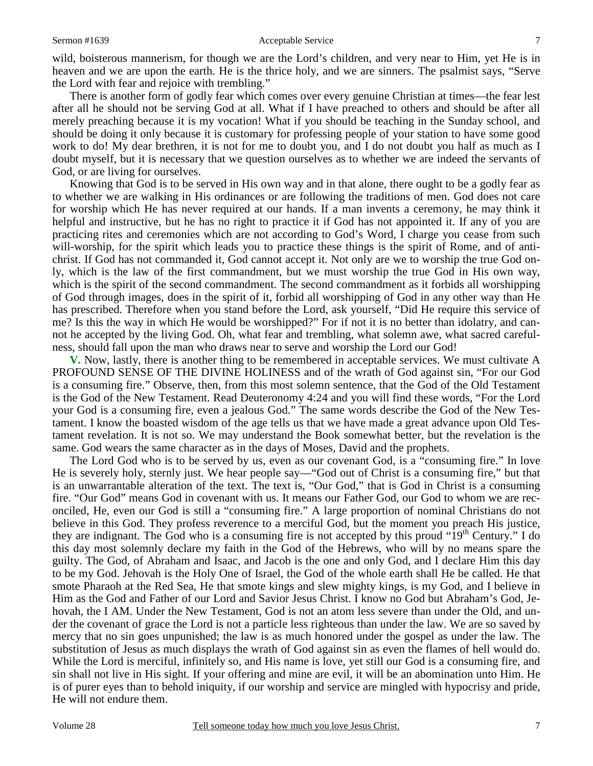wild, boisterous mannerism, for though we are the Lord's children, and very near to Him, yet He is in heaven and we are upon the earth. He is the thrice holy, and we are sinners. The psalmist says, "Serve the Lord with fear and rejoice with trembling."

There is another form of godly fear which comes over every genuine Christian at times—the fear lest after all he should not be serving God at all. What if I have preached to others and should be after all merely preaching because it is my vocation! What if you should be teaching in the Sunday school, and should be doing it only because it is customary for professing people of your station to have some good work to do! My dear brethren, it is not for me to doubt you, and I do not doubt you half as much as I doubt myself, but it is necessary that we question ourselves as to whether we are indeed the servants of God, or are living for ourselves.

Knowing that God is to be served in His own way and in that alone, there ought to be a godly fear as to whether we are walking in His ordinances or are following the traditions of men. God does not care for worship which He has never required at our hands. If a man invents a ceremony, he may think it helpful and instructive, but he has no right to practice it if God has not appointed it. If any of you are practicing rites and ceremonies which are not according to God's Word, I charge you cease from such will-worship, for the spirit which leads you to practice these things is the spirit of Rome, and of anti-christ. If God has not commanded it, God cannot accept it. Not only are we to worship the true God only, which is the law of the first commandment, but we must worship the true God in His own way, which is the spirit of the second commandment. The second commandment as it forbids all worshipping of God through images, does in the spirit of it, forbid all worshipping of God in any other way than He has prescribed. Therefore when you stand before the Lord, ask yourself, "Did He require this service of me? Is this the way in which He would be worshipped?" For if not it is no better than idolatry, and cannot he accepted by the living God. Oh, what fear and trembling, what solemn awe, what sacred carefulness, should fall upon the man who draws near to serve and worship the Lord our God!

**V.** Now, lastly, there is another thing to be remembered in acceptable services. We must cultivate A PROFOUND SENSE OF THE DIVINE HOLINESS and of the wrath of God against sin, "For our God is a consuming fire." Observe, then, from this most solemn sentence, that the God of the Old Testament is the God of the New Testament. Read Deuteronomy 4:24 and you will find these words, "For the Lord your God is a consuming fire, even a jealous God." The same words describe the God of the New Testament. I know the boasted wisdom of the age tells us that we have made a great advance upon Old Testament revelation. It is not so. We may understand the Book somewhat better, but the revelation is the same. God wears the same character as in the days of Moses, David and the prophets.

The Lord God who is to be served by us, even as our covenant God, is a "consuming fire." In love He is severely holy, sternly just. We hear people say—"God out of Christ is a consuming fire," but that is an unwarrantable alteration of the text. The text is, "Our God," that is God in Christ is a consuming fire. "Our God" means God in covenant with us. It means our Father God, our God to whom we are reconciled, He, even our God is still a "consuming fire." A large proportion of nominal Christians do not believe in this God. They profess reverence to a merciful God, but the moment you preach His justice, they are indignant. The God who is a consuming fire is not accepted by this proud "19th Century." I do this day most solemnly declare my faith in the God of the Hebrews, who will by no means spare the guilty. The God, of Abraham and Isaac, and Jacob is the one and only God, and I declare Him this day to be my God. Jehovah is the Holy One of Israel, the God of the whole earth shall He be called. He that smote Pharaoh at the Red Sea, He that smote kings and slew mighty kings, is my God, and I believe in Him as the God and Father of our Lord and Savior Jesus Christ. I know no God but Abraham's God, Jehovah, the I AM. Under the New Testament, God is not an atom less severe than under the Old, and under the covenant of grace the Lord is not a particle less righteous than under the law. We are so saved by mercy that no sin goes unpunished; the law is as much honored under the gospel as under the law. The substitution of Jesus as much displays the wrath of God against sin as even the flames of hell would do. While the Lord is merciful, infinitely so, and His name is love, yet still our God is a consuming fire, and sin shall not live in His sight. If your offering and mine are evil, it will be an abomination unto Him. He is of purer eyes than to behold iniquity, if our worship and service are mingled with hypocrisy and pride, He will not endure them.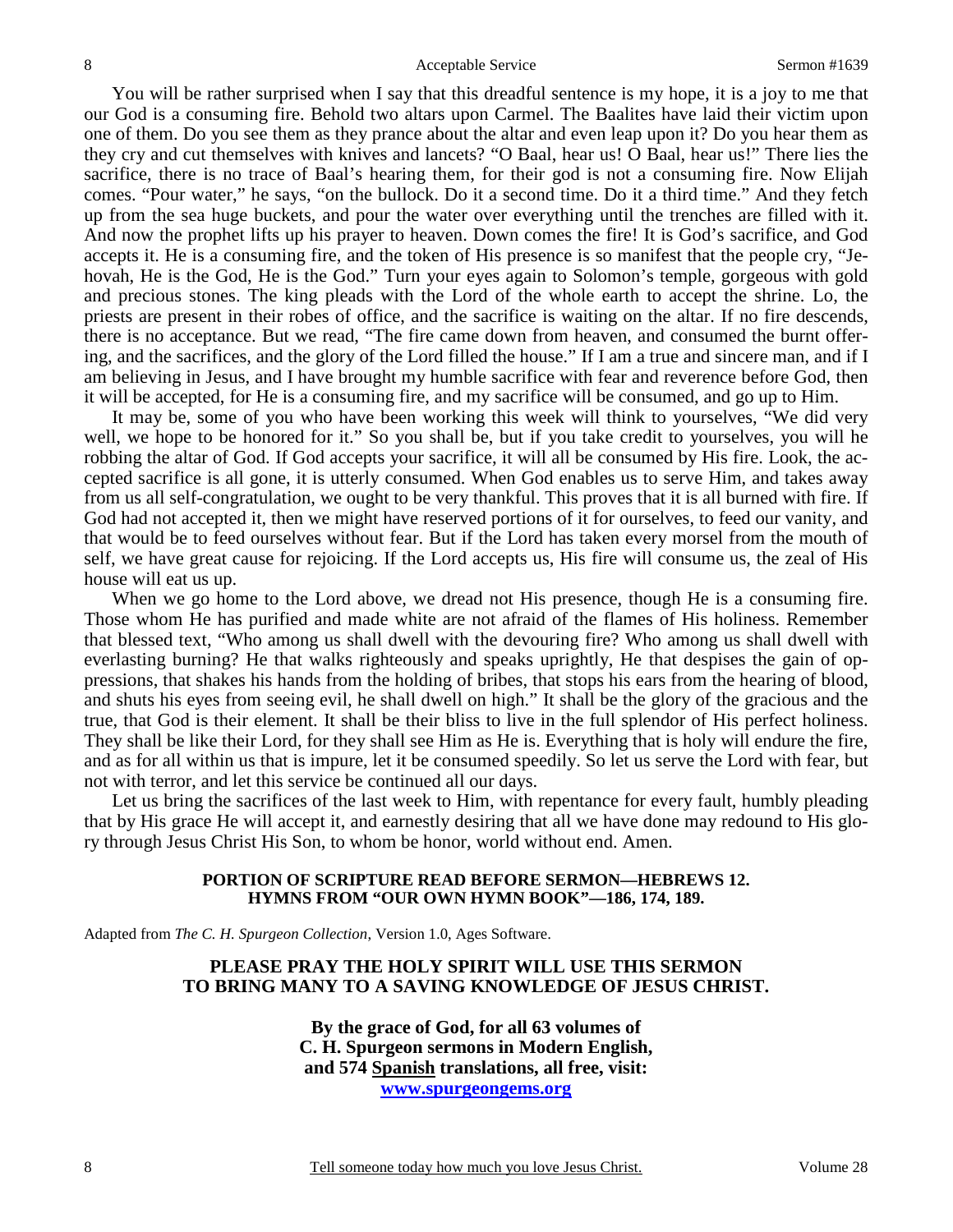You will be rather surprised when I say that this dreadful sentence is my hope, it is a joy to me that our God is a consuming fire. Behold two altars upon Carmel. The Baalites have laid their victim upon one of them. Do you see them as they prance about the altar and even leap upon it? Do you hear them as they cry and cut themselves with knives and lancets? "O Baal, hear us! O Baal, hear us!" There lies the sacrifice, there is no trace of Baal's hearing them, for their god is not a consuming fire. Now Elijah comes. "Pour water," he says, "on the bullock. Do it a second time. Do it a third time." And they fetch up from the sea huge buckets, and pour the water over everything until the trenches are filled with it. And now the prophet lifts up his prayer to heaven. Down comes the fire! It is God's sacrifice, and God accepts it. He is a consuming fire, and the token of His presence is so manifest that the people cry, "Jehovah, He is the God, He is the God." Turn your eyes again to Solomon's temple, gorgeous with gold and precious stones. The king pleads with the Lord of the whole earth to accept the shrine. Lo, the priests are present in their robes of office, and the sacrifice is waiting on the altar. If no fire descends, there is no acceptance. But we read, "The fire came down from heaven, and consumed the burnt offering, and the sacrifices, and the glory of the Lord filled the house." If I am a true and sincere man, and if I am believing in Jesus, and I have brought my humble sacrifice with fear and reverence before God, then it will be accepted, for He is a consuming fire, and my sacrifice will be consumed, and go up to Him.

It may be, some of you who have been working this week will think to yourselves, "We did very well, we hope to be honored for it." So you shall be, but if you take credit to yourselves, you will he robbing the altar of God. If God accepts your sacrifice, it will all be consumed by His fire. Look, the accepted sacrifice is all gone, it is utterly consumed. When God enables us to serve Him, and takes away from us all self-congratulation, we ought to be very thankful. This proves that it is all burned with fire. If God had not accepted it, then we might have reserved portions of it for ourselves, to feed our vanity, and that would be to feed ourselves without fear. But if the Lord has taken every morsel from the mouth of self, we have great cause for rejoicing. If the Lord accepts us, His fire will consume us, the zeal of His house will eat us up.

When we go home to the Lord above, we dread not His presence, though He is a consuming fire. Those whom He has purified and made white are not afraid of the flames of His holiness. Remember that blessed text, "Who among us shall dwell with the devouring fire? Who among us shall dwell with everlasting burning? He that walks righteously and speaks uprightly, He that despises the gain of oppressions, that shakes his hands from the holding of bribes, that stops his ears from the hearing of blood, and shuts his eyes from seeing evil, he shall dwell on high." It shall be the glory of the gracious and the true, that God is their element. It shall be their bliss to live in the full splendor of His perfect holiness. They shall be like their Lord, for they shall see Him as He is. Everything that is holy will endure the fire, and as for all within us that is impure, let it be consumed speedily. So let us serve the Lord with fear, but not with terror, and let this service be continued all our days.

Let us bring the sacrifices of the last week to Him, with repentance for every fault, humbly pleading that by His grace He will accept it, and earnestly desiring that all we have done may redound to His glory through Jesus Christ His Son, to whom be honor, world without end. Amen.

**PORTION OF SCRIPTURE READ BEFORE SERMON—HEBREWS 12.**
**HYMNS FROM "OUR OWN HYMN BOOK"—186, 174, 189.**

Adapted from *The C. H. Spurgeon Collection*, Version 1.0, Ages Software.

**PLEASE PRAY THE HOLY SPIRIT WILL USE THIS SERMON TO BRING MANY TO A SAVING KNOWLEDGE OF JESUS CHRIST.**

**By the grace of God, for all 63 volumes of C. H. Spurgeon sermons in Modern English, and 574 Spanish translations, all free, visit: www.spurgeongems.org**